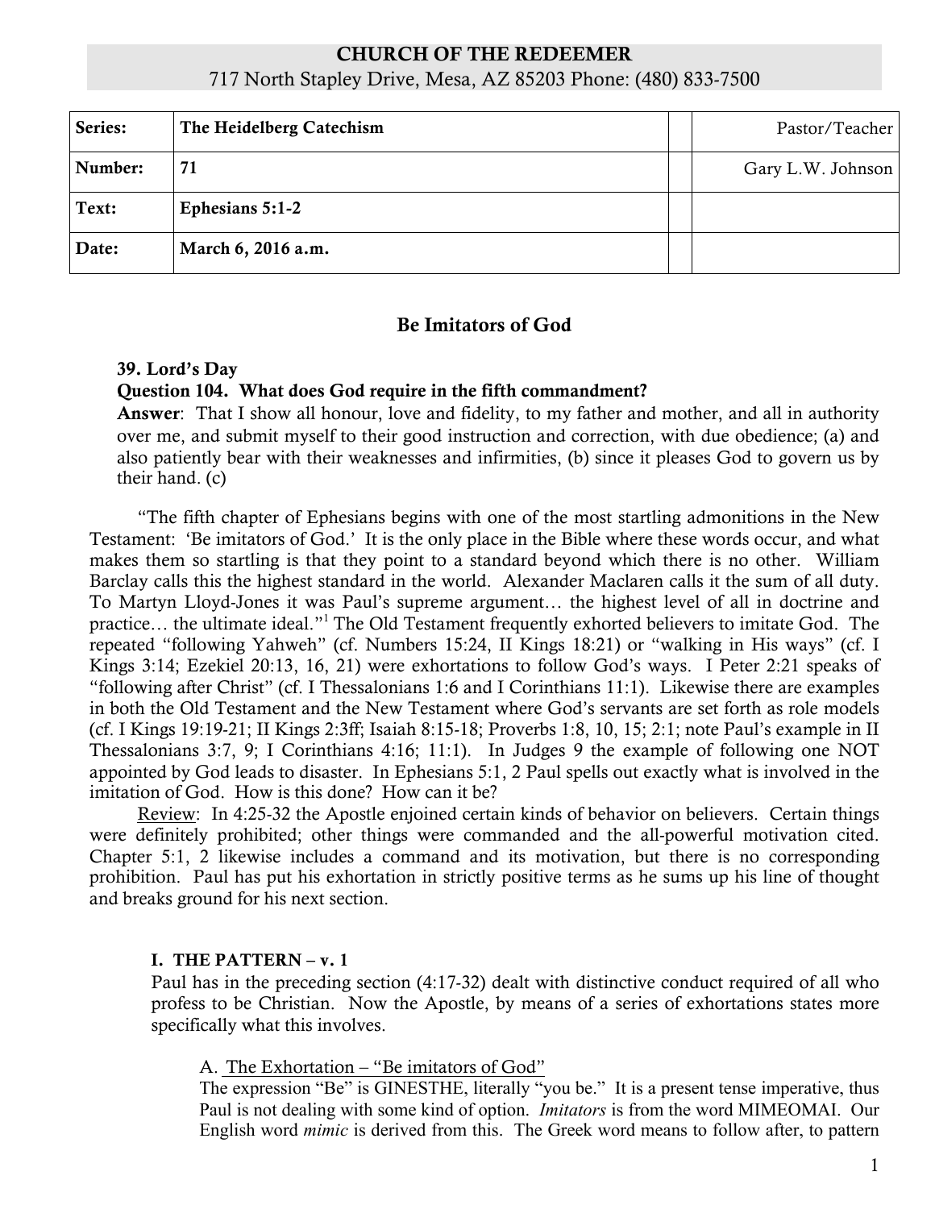**CHURCH OF THE REDEEMER**
717 North Stapley Drive, Mesa, AZ 85203 Phone: (480) 833-7500

| Series: | The Heidelberg Catechism | | Pastor/Teacher |
|---|---|---|---|
| Number: | 71 | | Gary L.W. Johnson |
| Text: | Ephesians 5:1-2 | | |
| Date: | March 6, 2016 a.m. | | |

# Be Imitators of God

**39. Lord's Day**

**Question 104. What does God require in the fifth commandment?**

**Answer**: That I show all honour, love and fidelity, to my father and mother, and all in authority over me, and submit myself to their good instruction and correction, with due obedience; (a) and also patiently bear with their weaknesses and infirmities, (b) since it pleases God to govern us by their hand. (c)

"The fifth chapter of Ephesians begins with one of the most startling admonitions in the New Testament: 'Be imitators of God.' It is the only place in the Bible where these words occur, and what makes them so startling is that they point to a standard beyond which there is no other. William Barclay calls this the highest standard in the world. Alexander Maclaren calls it the sum of all duty. To Martyn Lloyd-Jones it was Paul's supreme argument… the highest level of all in doctrine and practice… the ultimate ideal."[1] The Old Testament frequently exhorted believers to imitate God. The repeated "following Yahweh" (cf. Numbers 15:24, II Kings 18:21) or "walking in His ways" (cf. I Kings 3:14; Ezekiel 20:13, 16, 21) were exhortations to follow God's ways. I Peter 2:21 speaks of "following after Christ" (cf. I Thessalonians 1:6 and I Corinthians 11:1). Likewise there are examples in both the Old Testament and the New Testament where God's servants are set forth as role models (cf. I Kings 19:19-21; II Kings 2:3ff; Isaiah 8:15-18; Proverbs 1:8, 10, 15; 2:1; note Paul's example in II Thessalonians 3:7, 9; I Corinthians 4:16; 11:1). In Judges 9 the example of following one NOT appointed by God leads to disaster. In Ephesians 5:1, 2 Paul spells out exactly what is involved in the imitation of God. How is this done? How can it be?

Review: In 4:25-32 the Apostle enjoined certain kinds of behavior on believers. Certain things were definitely prohibited; other things were commanded and the all-powerful motivation cited. Chapter 5:1, 2 likewise includes a command and its motivation, but there is no corresponding prohibition. Paul has put his exhortation in strictly positive terms as he sums up his line of thought and breaks ground for his next section.

## I. THE PATTERN – v. 1

Paul has in the preceding section (4:17-32) dealt with distinctive conduct required of all who profess to be Christian. Now the Apostle, by means of a series of exhortations states more specifically what this involves.

### A. The Exhortation – "Be imitators of God"

The expression "Be" is GINESTHE, literally "you be." It is a present tense imperative, thus Paul is not dealing with some kind of option. *Imitators* is from the word MIMEOMAI. Our English word *mimic* is derived from this. The Greek word means to follow after, to pattern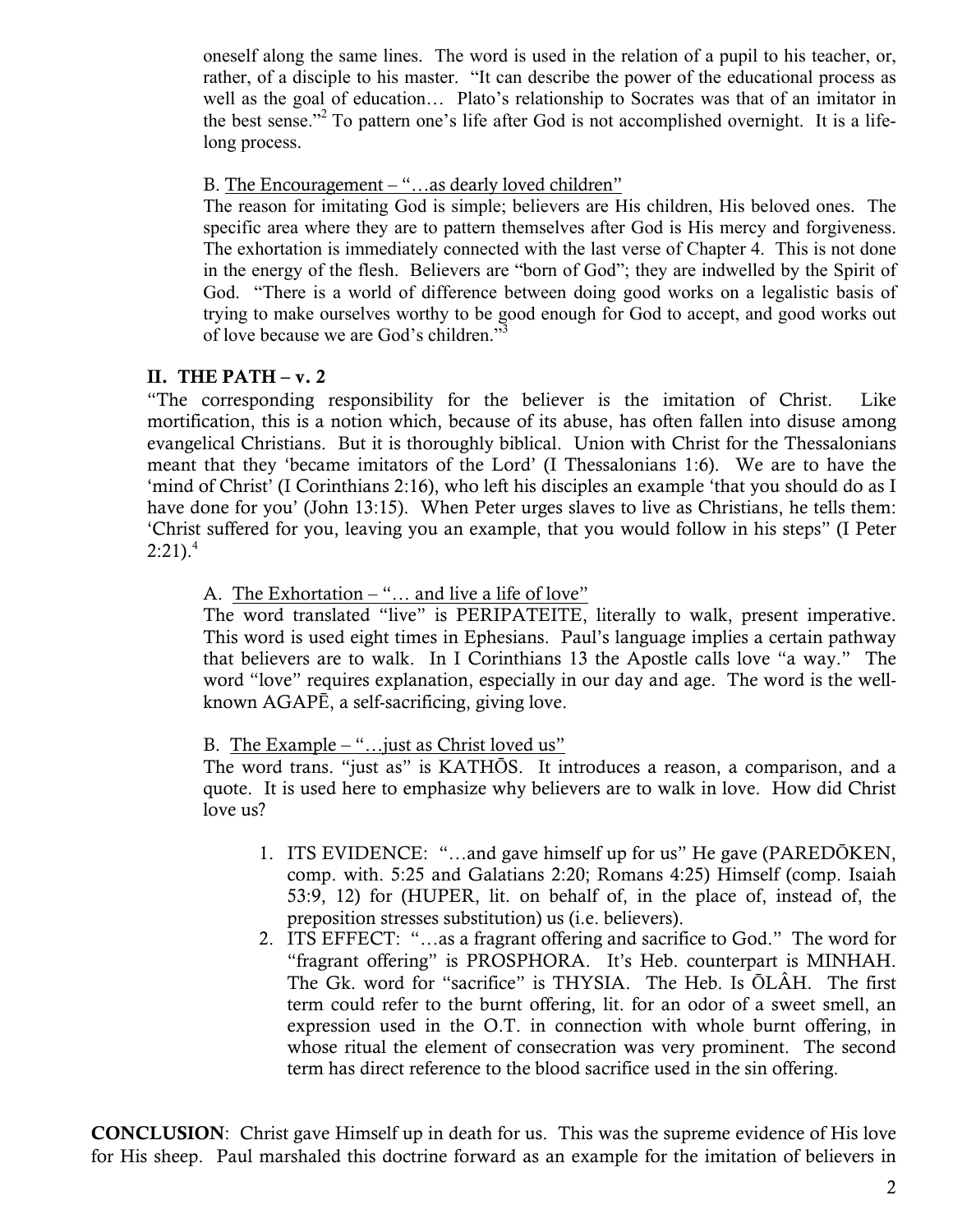oneself along the same lines. The word is used in the relation of a pupil to his teacher, or, rather, of a disciple to his master. "It can describe the power of the educational process as well as the goal of education… Plato's relationship to Socrates was that of an imitator in the best sense."[2] To pattern one's life after God is not accomplished overnight. It is a life-long process.

B. The Encouragement – "…as dearly loved children"

The reason for imitating God is simple; believers are His children, His beloved ones. The specific area where they are to pattern themselves after God is His mercy and forgiveness. The exhortation is immediately connected with the last verse of Chapter 4. This is not done in the energy of the flesh. Believers are "born of God"; they are indwelled by the Spirit of God. "There is a world of difference between doing good works on a legalistic basis of trying to make ourselves worthy to be good enough for God to accept, and good works out of love because we are God's children."[3]

## II. THE PATH – v. 2

"The corresponding responsibility for the believer is the imitation of Christ. Like mortification, this is a notion which, because of its abuse, has often fallen into disuse among evangelical Christians. But it is thoroughly biblical. Union with Christ for the Thessalonians meant that they 'became imitators of the Lord' (I Thessalonians 1:6). We are to have the 'mind of Christ' (I Corinthians 2:16), who left his disciples an example 'that you should do as I have done for you' (John 13:15). When Peter urges slaves to live as Christians, he tells them: 'Christ suffered for you, leaving you an example, that you would follow in his steps" (I Peter 2:21).[4]

A. The Exhortation – "… and live a life of love"

The word translated "live" is PERIPATEITE, literally to walk, present imperative. This word is used eight times in Ephesians. Paul's language implies a certain pathway that believers are to walk. In I Corinthians 13 the Apostle calls love "a way." The word "love" requires explanation, especially in our day and age. The word is the well-known AGAPĒ, a self-sacrificing, giving love.

B. The Example – "…just as Christ loved us"

The word trans. "just as" is KATHŌS. It introduces a reason, a comparison, and a quote. It is used here to emphasize why believers are to walk in love. How did Christ love us?

1. ITS EVIDENCE: "…and gave himself up for us" He gave (PAREDŌKEN, comp. with. 5:25 and Galatians 2:20; Romans 4:25) Himself (comp. Isaiah 53:9, 12) for (HUPER, lit. on behalf of, in the place of, instead of, the preposition stresses substitution) us (i.e. believers).
2. ITS EFFECT: "…as a fragrant offering and sacrifice to God." The word for "fragrant offering" is PROSPHORA. It's Heb. counterpart is MINHAH. The Gk. word for "sacrifice" is THYSIA. The Heb. Is ŌLÂH. The first term could refer to the burnt offering, lit. for an odor of a sweet smell, an expression used in the O.T. in connection with whole burnt offering, in whose ritual the element of consecration was very prominent. The second term has direct reference to the blood sacrifice used in the sin offering.

**CONCLUSION**: Christ gave Himself up in death for us. This was the supreme evidence of His love for His sheep. Paul marshaled this doctrine forward as an example for the imitation of believers in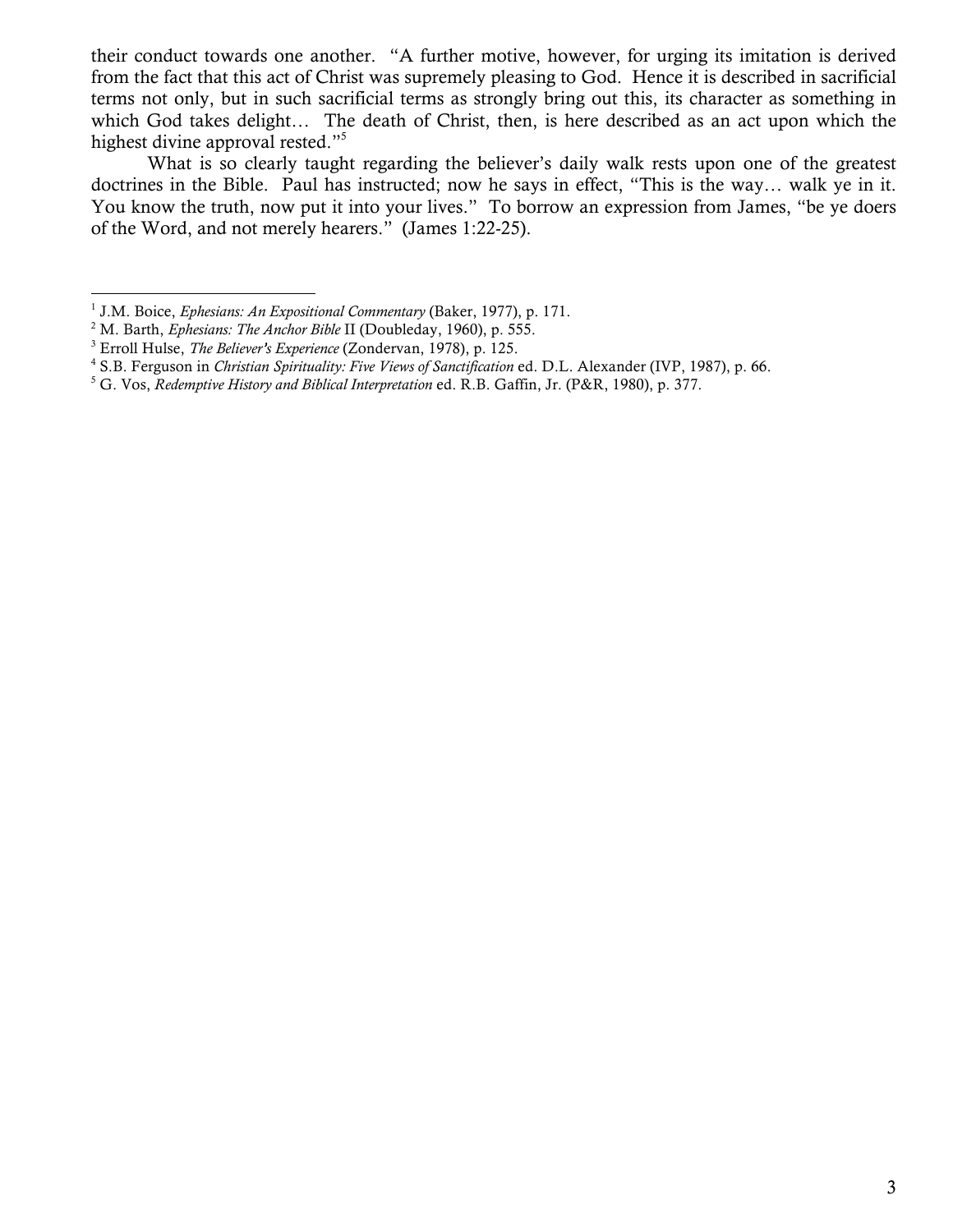their conduct towards one another. "A further motive, however, for urging its imitation is derived from the fact that this act of Christ was supremely pleasing to God. Hence it is described in sacrificial terms not only, but in such sacrificial terms as strongly bring out this, its character as something in which God takes delight… The death of Christ, then, is here described as an act upon which the highest divine approval rested."[5]

What is so clearly taught regarding the believer's daily walk rests upon one of the greatest doctrines in the Bible. Paul has instructed; now he says in effect, "This is the way… walk ye in it. You know the truth, now put it into your lives." To borrow an expression from James, "be ye doers of the Word, and not merely hearers." (James 1:22-25).

---

[1] J.M. Boice, *Ephesians: An Expositional Commentary* (Baker, 1977), p. 171.
[2] M. Barth, *Ephesians: The Anchor Bible* II (Doubleday, 1960), p. 555.
[3] Erroll Hulse, *The Believer's Experience* (Zondervan, 1978), p. 125.
[4] S.B. Ferguson in *Christian Spirituality: Five Views of Sanctification* ed. D.L. Alexander (IVP, 1987), p. 66.
[5] G. Vos, *Redemptive History and Biblical Interpretation* ed. R.B. Gaffin, Jr. (P&R, 1980), p. 377.